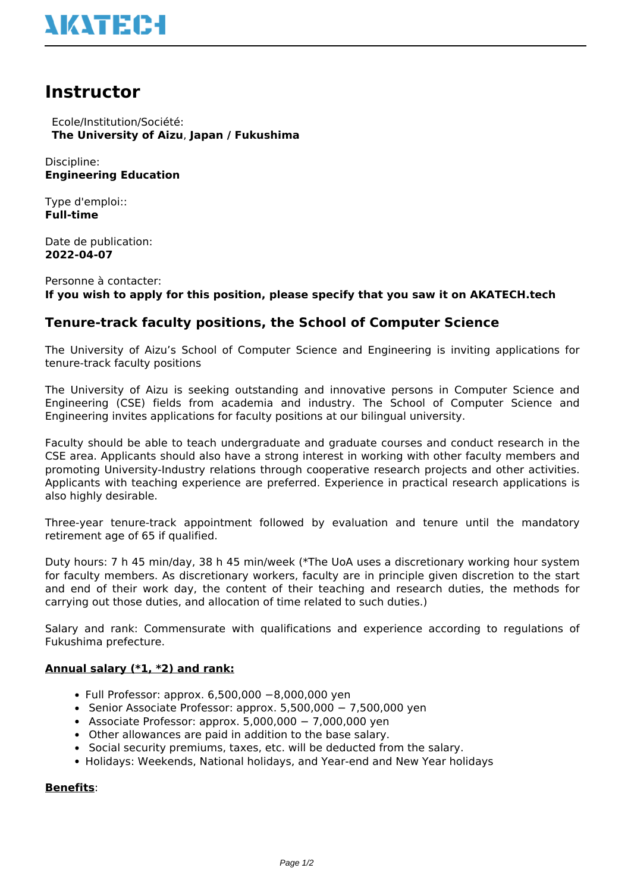# Instructor

Ecole/Institution/Société:
**The University of Aizu, Japan / Fukushima**

Discipline:
**Engineering Education**

Type d'emploi::
**Full-time**

Date de publication:
**2022-04-07**

Personne à contacter:
**If you wish to apply for this position, please specify that you saw it on AKATECH.tech**

### Tenure-track faculty positions, the School of Computer Science

The University of Aizu's School of Computer Science and Engineering is inviting applications for tenure-track faculty positions

The University of Aizu is seeking outstanding and innovative persons in Computer Science and Engineering (CSE) fields from academia and industry. The School of Computer Science and Engineering invites applications for faculty positions at our bilingual university.

Faculty should be able to teach undergraduate and graduate courses and conduct research in the CSE area. Applicants should also have a strong interest in working with other faculty members and promoting University-Industry relations through cooperative research projects and other activities. Applicants with teaching experience are preferred. Experience in practical research applications is also highly desirable.

Three-year tenure-track appointment followed by evaluation and tenure until the mandatory retirement age of 65 if qualified.

Duty hours: 7 h 45 min/day, 38 h 45 min/week (*The UoA uses a discretionary working hour system for faculty members. As discretionary workers, faculty are in principle given discretion to the start and end of their work day, the content of their teaching and research duties, the methods for carrying out those duties, and allocation of time related to such duties.)

Salary and rank: Commensurate with qualifications and experience according to regulations of Fukushima prefecture.

**Annual salary (*1, *2) and rank:**

- Full Professor: approx. 6,500,000 −8,000,000 yen
- Senior Associate Professor: approx. 5,500,000 − 7,500,000 yen
- Associate Professor: approx. 5,000,000 − 7,000,000 yen
- Other allowances are paid in addition to the base salary.
- Social security premiums, taxes, etc. will be deducted from the salary.
- Holidays: Weekends, National holidays, and Year-end and New Year holidays

**Benefits**: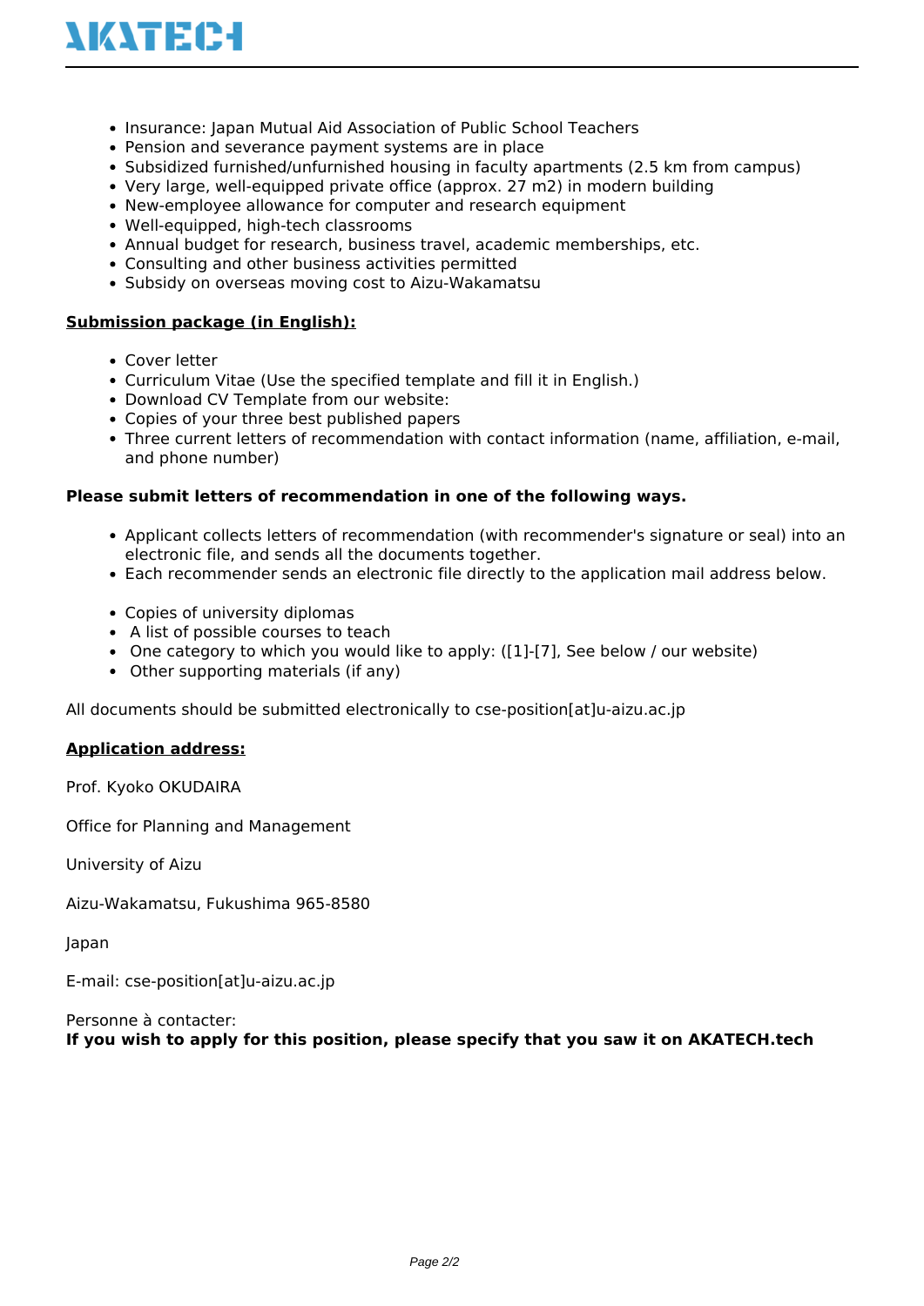- Insurance: Japan Mutual Aid Association of Public School Teachers
- Pension and severance payment systems are in place
- Subsidized furnished/unfurnished housing in faculty apartments (2.5 km from campus)
- Very large, well-equipped private office (approx. 27 m2) in modern building
- New-employee allowance for computer and research equipment
- Well-equipped, high-tech classrooms
- Annual budget for research, business travel, academic memberships, etc.
- Consulting and other business activities permitted
- Subsidy on overseas moving cost to Aizu-Wakamatsu

**Submission package (in English):**

- Cover letter
- Curriculum Vitae (Use the specified template and fill it in English.)
- Download CV Template from our website:
- Copies of your three best published papers
- Three current letters of recommendation with contact information (name, affiliation, e-mail, and phone number)

**Please submit letters of recommendation in one of the following ways.**

- Applicant collects letters of recommendation (with recommender's signature or seal) into an electronic file, and sends all the documents together.
- Each recommender sends an electronic file directly to the application mail address below.

- Copies of university diplomas
- A list of possible courses to teach
- One category to which you would like to apply: ([1]-[7], See below / our website)
- Other supporting materials (if any)

All documents should be submitted electronically to cse-position[at]u-aizu.ac.jp

**Application address:**

Prof. Kyoko OKUDAIRA

Office for Planning and Management

University of Aizu

Aizu-Wakamatsu, Fukushima 965-8580

Japan

E-mail: cse-position[at]u-aizu.ac.jp

Personne à contacter:
**If you wish to apply for this position, please specify that you saw it on AKATECH.tech**